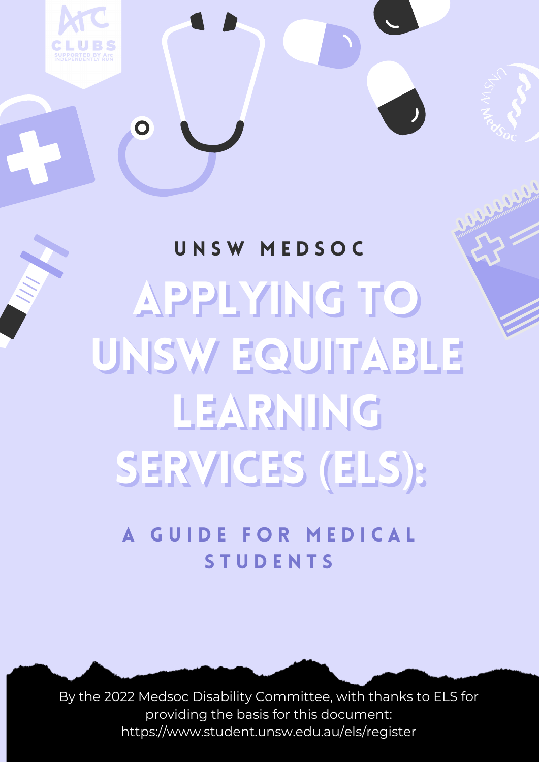UNSW MEDSOC

# APPLYING TO UNSW EQUITABLE LEARNING SERVICES (ELS):

## A GUIDE FOR MEDICAL STUDENTS

By the 2022 Medsoc Disability Committee, with thanks to ELS for providing the basis for this document: https://www.student.unsw.edu.au/els/register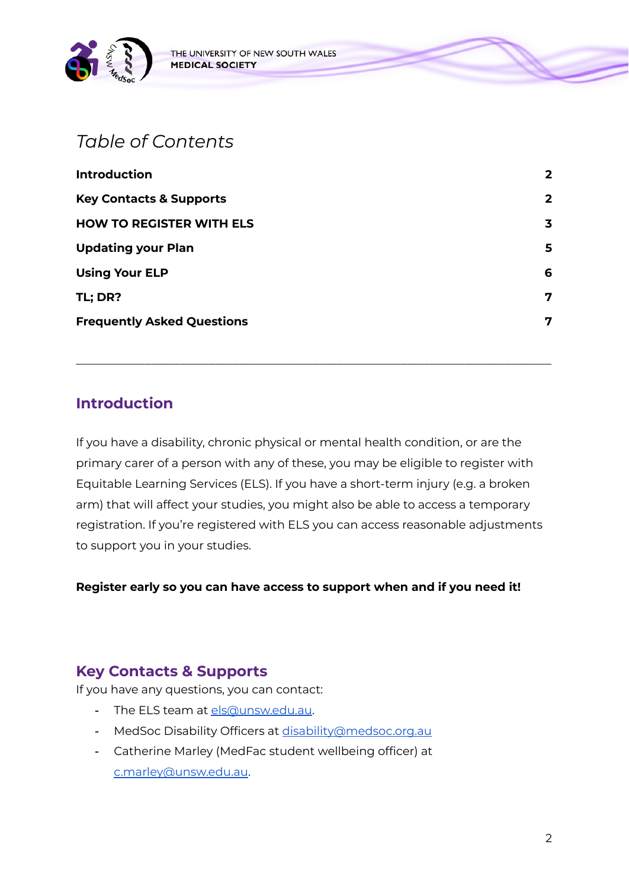# *Table of Contents*

| | |
|---|---|
| **Introduction** | **2** |
| **Key Contacts & Supports** | **2** |
| **HOW TO REGISTER WITH ELS** | **3** |
| **Updating your Plan** | **5** |
| **Using Your ELP** | **6** |
| **TL; DR?** | **7** |
| **Frequently Asked Questions** | **7** |

---

## Introduction

If you have a disability, chronic physical or mental health condition, or are the primary carer of a person with any of these, you may be eligible to register with Equitable Learning Services (ELS). If you have a short-term injury (e.g. a broken arm) that will affect your studies, you might also be able to access a temporary registration. If you're registered with ELS you can access reasonable adjustments to support you in your studies.

**Register early so you can have access to support when and if you need it!**

## Key Contacts & Supports

If you have any questions, you can contact:

- The ELS team at els@unsw.edu.au.
- MedSoc Disability Officers at disability@medsoc.org.au
- Catherine Marley (MedFac student wellbeing officer) at c.marley@unsw.edu.au.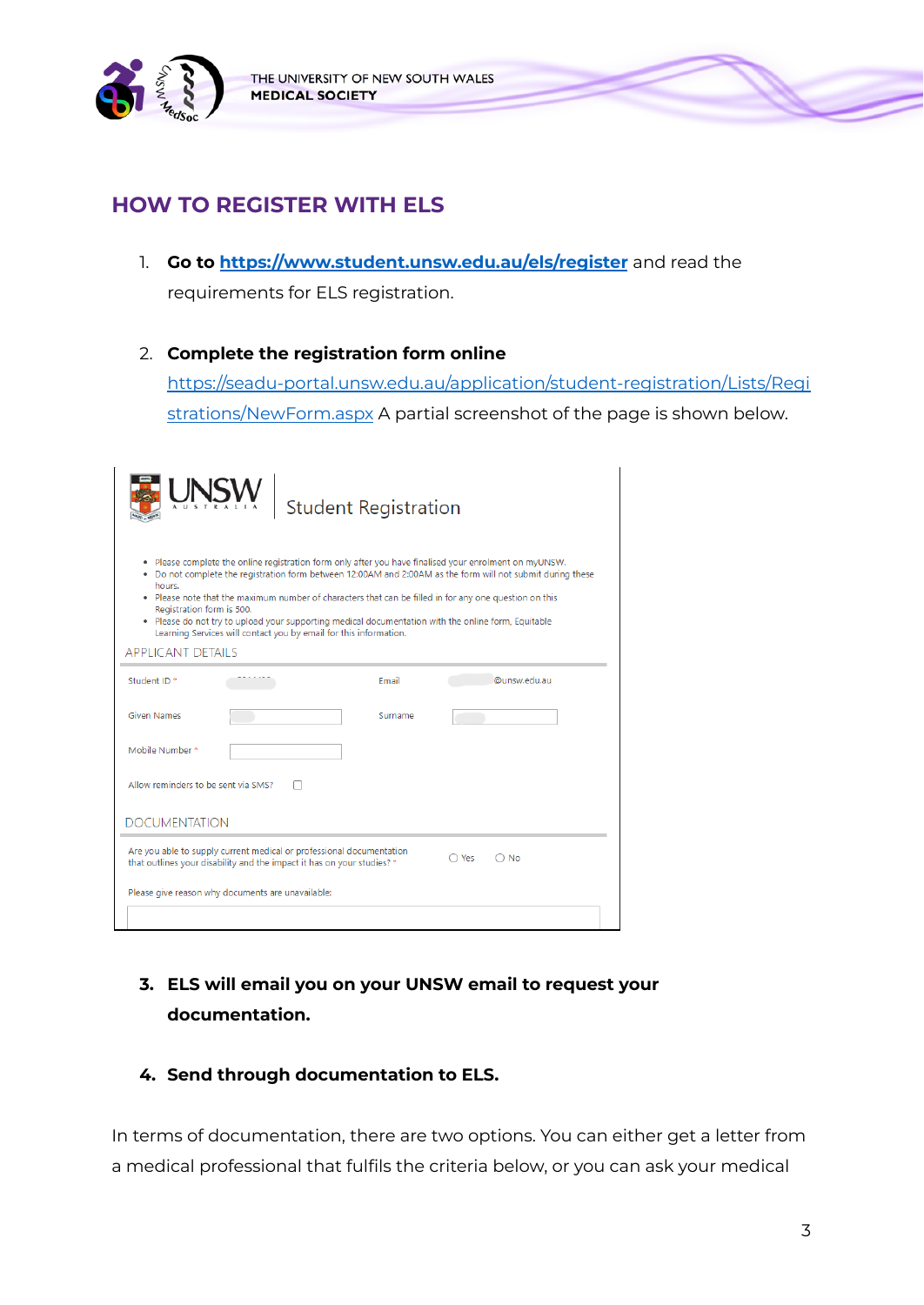## HOW TO REGISTER WITH ELS

1. **Go to https://www.student.unsw.edu.au/els/register** and read the requirements for ELS registration.

2. **Complete the registration form online** https://seadu-portal.unsw.edu.au/application/student-registration/Lists/Registrations/NewForm.aspx A partial screenshot of the page is shown below.

3. **ELS will email you on your UNSW email to request your documentation.**

4. **Send through documentation to ELS.**

In terms of documentation, there are two options. You can either get a letter from a medical professional that fulfils the criteria below, or you can ask your medical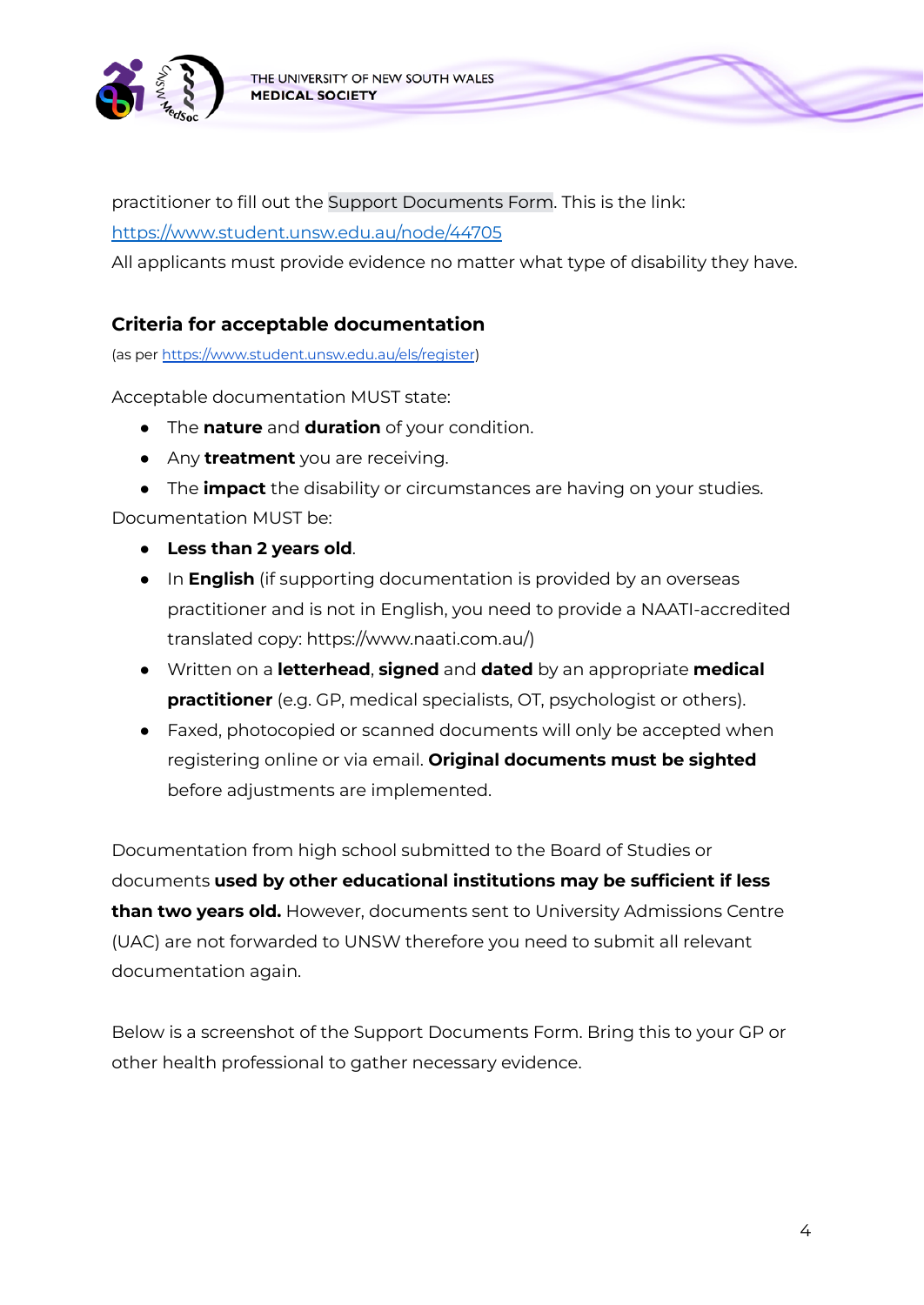practitioner to fill out the Support Documents Form. This is the link: https://www.student.unsw.edu.au/node/44705

All applicants must provide evidence no matter what type of disability they have.

### Criteria for acceptable documentation

(as per https://www.student.unsw.edu.au/els/register)

Acceptable documentation MUST state:

- The **nature** and **duration** of your condition.
- Any **treatment** you are receiving.
- The **impact** the disability or circumstances are having on your studies.

Documentation MUST be:

- **Less than 2 years old**.
- In **English** (if supporting documentation is provided by an overseas practitioner and is not in English, you need to provide a NAATI-accredited translated copy: https://www.naati.com.au/)
- Written on a **letterhead**, **signed** and **dated** by an appropriate **medical practitioner** (e.g. GP, medical specialists, OT, psychologist or others).
- Faxed, photocopied or scanned documents will only be accepted when registering online or via email. **Original documents must be sighted** before adjustments are implemented.

Documentation from high school submitted to the Board of Studies or documents **used by other educational institutions may be sufficient if less than two years old.** However, documents sent to University Admissions Centre (UAC) are not forwarded to UNSW therefore you need to submit all relevant documentation again.

Below is a screenshot of the Support Documents Form. Bring this to your GP or other health professional to gather necessary evidence.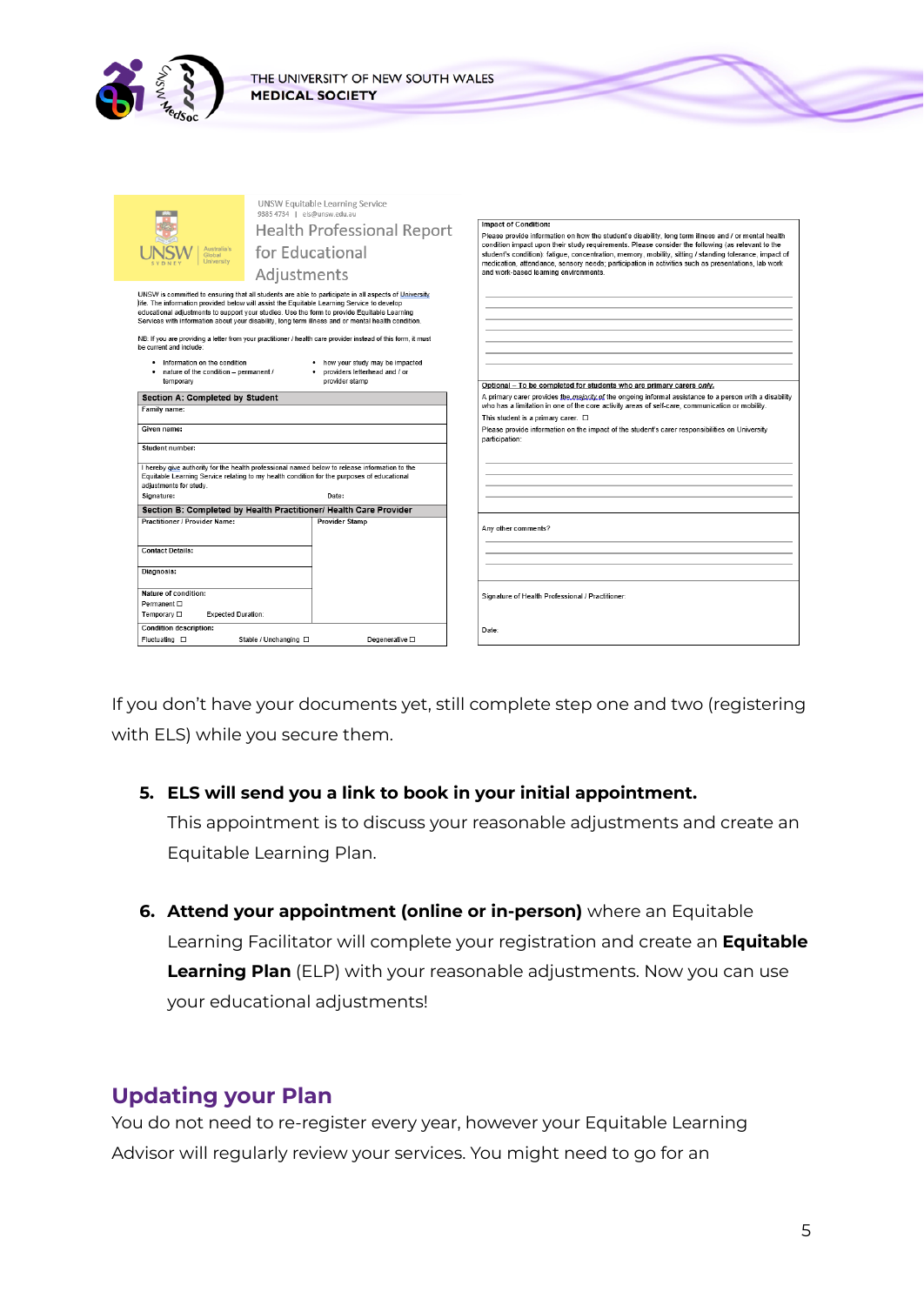UNSW Equitable Learning Service
9385 4734 | els@unsw.edu.au

**Health Professional Report for Educational Adjustments**

UNSW is committed to ensuring that all students are able to participate in all aspects of University life. The information provided below will assist the Equitable Learning Service to develop educational adjustments to support your studies. Use the form to provide Equitable Learning Services with information about your disability, long term illness and or mental health condition.

NB: If you are providing a letter from your practitioner / health care provider instead of this form, it must be current and include:

- Information on the condition
- nature of the condition – permanent / temporary
- how your study may be impacted
- providers letterhead and / or provider stamp

| Section A: Completed by Student | |
|---|---|
| Family name: | |
| Given name: | |
| Student number: | |
| I hereby give authority for the health professional named below to release information to the Equitable Learning Service relating to my health condition for the purposes of educational adjustments for study. Signature: | Date: |

| Section B: Completed by Health Practitioner/ Health Care Provider | |
|---|---|
| Practitioner / Provider Name: | Provider Stamp |
| Contact Details: | |
| Diagnosis: | |
| Nature of condition: Permanent ☐ Temporary ☐ Expected Duration: | |
| Condition description: Fluctuating ☐ Stable / Unchanging ☐ Degenerative ☐ | |

**Impact of Condition:**
Please provide information on how the student's disability, long term illness and / or mental health condition impact upon their study requirements. Please consider the following (as relevant to the student's condition): fatigue, concentration, memory, mobility, sitting / standing tolerance, impact of medication, attendance, sensory needs; participation in activities such as presentations, lab work and work-based learning environments.

**Optional – To be completed for students who are primary carers only.**
A primary carer provides the majority of the ongoing informal assistance to a person with a disability who has a limitation in one of the core activity areas of self-care, communication or mobility.

This student is a primary carer. ☐

Please provide information on the impact of the student's carer responsibilities on University participation:

Any other comments?

Signature of Health Professional / Practitioner:

Date:

If you don't have your documents yet, still complete step one and two (registering with ELS) while you secure them.

5. **ELS will send you a link to book in your initial appointment.**
   This appointment is to discuss your reasonable adjustments and create an Equitable Learning Plan.

6. **Attend your appointment (online or in-person)** where an Equitable Learning Facilitator will complete your registration and create an **Equitable Learning Plan** (ELP) with your reasonable adjustments. Now you can use your educational adjustments!

## Updating your Plan

You do not need to re-register every year, however your Equitable Learning Advisor will regularly review your services. You might need to go for an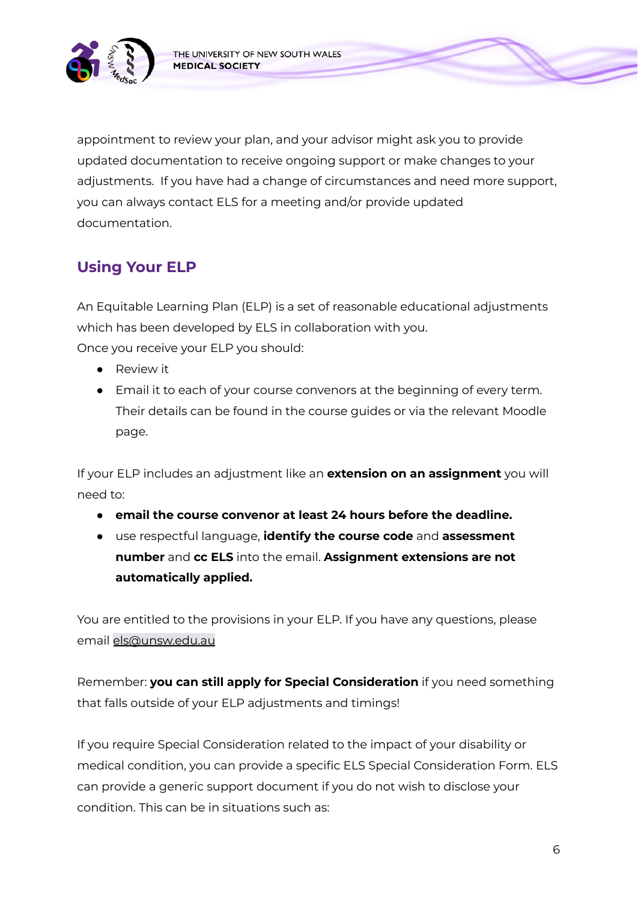appointment to review your plan, and your advisor might ask you to provide updated documentation to receive ongoing support or make changes to your adjustments. If you have had a change of circumstances and need more support, you can always contact ELS for a meeting and/or provide updated documentation.

## Using Your ELP

An Equitable Learning Plan (ELP) is a set of reasonable educational adjustments which has been developed by ELS in collaboration with you.
Once you receive your ELP you should:

- Review it
- Email it to each of your course convenors at the beginning of every term. Their details can be found in the course guides or via the relevant Moodle page.

If your ELP includes an adjustment like an **extension on an assignment** you will need to:

- **email the course convenor at least 24 hours before the deadline.**
- use respectful language, **identify the course code** and **assessment number** and **cc ELS** into the email. **Assignment extensions are not automatically applied.**

You are entitled to the provisions in your ELP. If you have any questions, please email els@unsw.edu.au

Remember: **you can still apply for Special Consideration** if you need something that falls outside of your ELP adjustments and timings!

If you require Special Consideration related to the impact of your disability or medical condition, you can provide a specific ELS Special Consideration Form. ELS can provide a generic support document if you do not wish to disclose your condition. This can be in situations such as: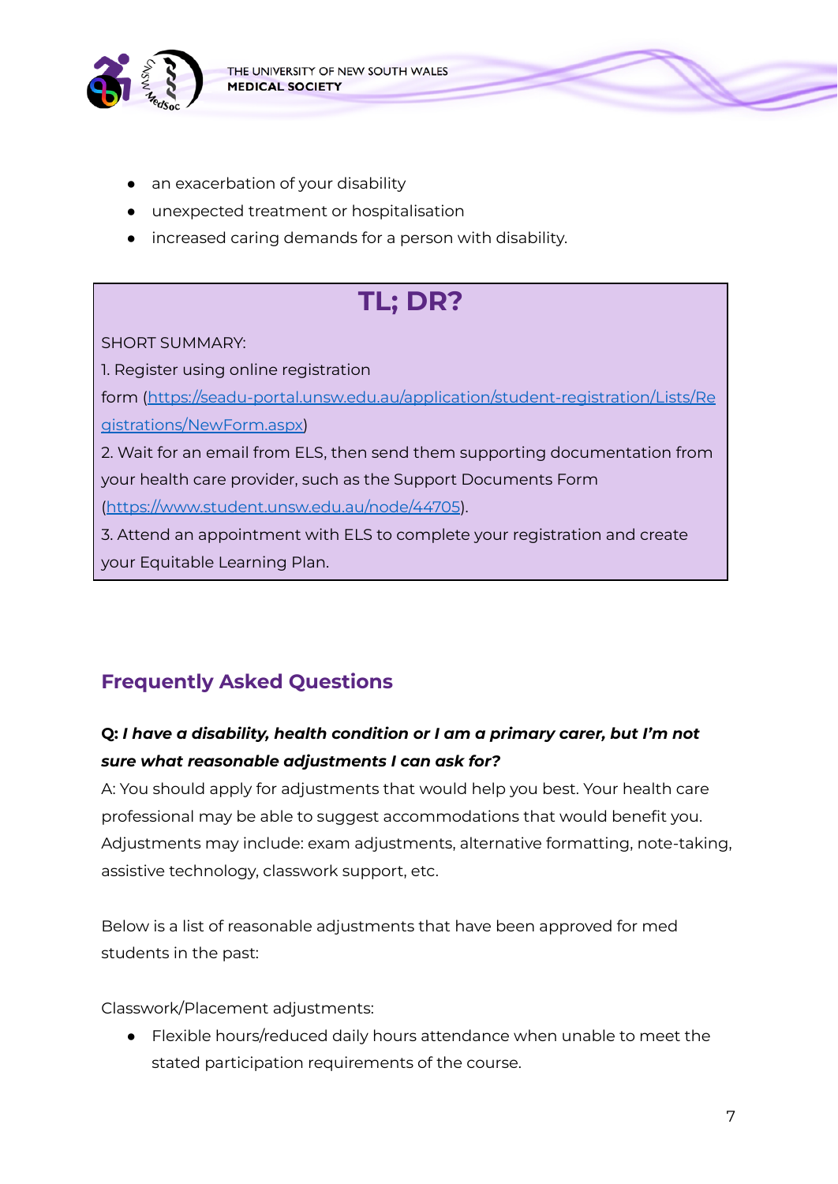- an exacerbation of your disability
- unexpected treatment or hospitalisation
- increased caring demands for a person with disability.

## TL; DR?

SHORT SUMMARY:

1. Register using online registration form (https://seadu-portal.unsw.edu.au/application/student-registration/Lists/Registrations/NewForm.aspx)
2. Wait for an email from ELS, then send them supporting documentation from your health care provider, such as the Support Documents Form (https://www.student.unsw.edu.au/node/44705).
3. Attend an appointment with ELS to complete your registration and create your Equitable Learning Plan.

## Frequently Asked Questions

**Q:** ***I have a disability, health condition or I am a primary carer, but I'm not sure what reasonable adjustments I can ask for?***

A: You should apply for adjustments that would help you best. Your health care professional may be able to suggest accommodations that would benefit you. Adjustments may include: exam adjustments, alternative formatting, note-taking, assistive technology, classwork support, etc.

Below is a list of reasonable adjustments that have been approved for med students in the past:

Classwork/Placement adjustments:

- Flexible hours/reduced daily hours attendance when unable to meet the stated participation requirements of the course.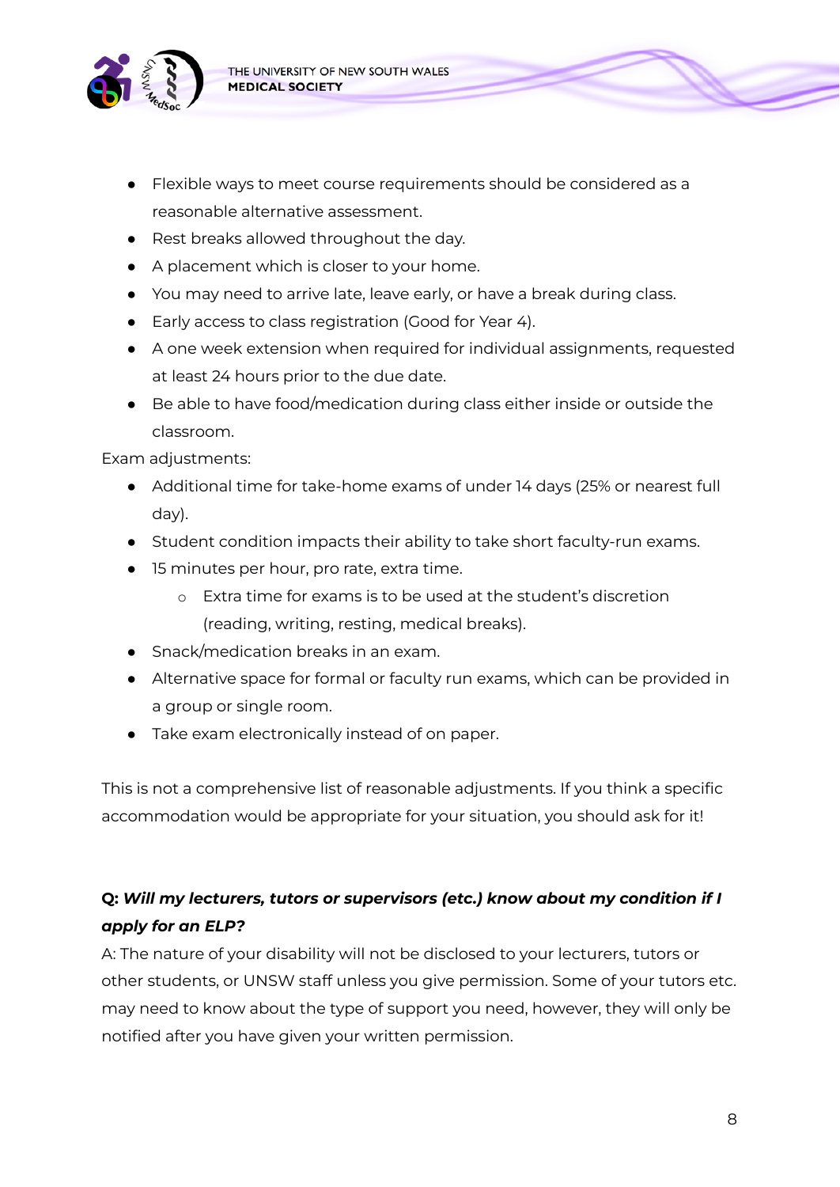- Flexible ways to meet course requirements should be considered as a reasonable alternative assessment.
- Rest breaks allowed throughout the day.
- A placement which is closer to your home.
- You may need to arrive late, leave early, or have a break during class.
- Early access to class registration (Good for Year 4).
- A one week extension when required for individual assignments, requested at least 24 hours prior to the due date.
- Be able to have food/medication during class either inside or outside the classroom.

Exam adjustments:

- Additional time for take-home exams of under 14 days (25% or nearest full day).
- Student condition impacts their ability to take short faculty-run exams.
- 15 minutes per hour, pro rate, extra time.
    - Extra time for exams is to be used at the student's discretion (reading, writing, resting, medical breaks).
- Snack/medication breaks in an exam.
- Alternative space for formal or faculty run exams, which can be provided in a group or single room.
- Take exam electronically instead of on paper.

This is not a comprehensive list of reasonable adjustments. If you think a specific accommodation would be appropriate for your situation, you should ask for it!

**Q: *Will my lecturers, tutors or supervisors (etc.) know about my condition if I apply for an ELP?***

A: The nature of your disability will not be disclosed to your lecturers, tutors or other students, or UNSW staff unless you give permission. Some of your tutors etc. may need to know about the type of support you need, however, they will only be notified after you have given your written permission.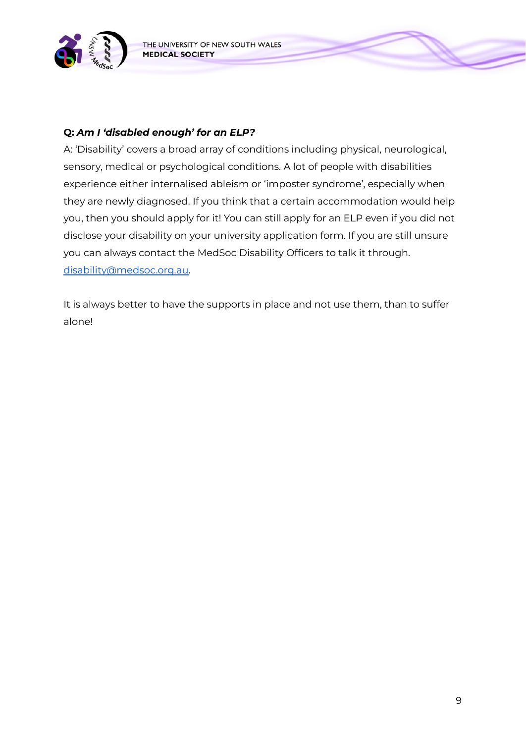**Q:** ***Am I 'disabled enough' for an ELP?***

A: 'Disability' covers a broad array of conditions including physical, neurological, sensory, medical or psychological conditions. A lot of people with disabilities experience either internalised ableism or 'imposter syndrome', especially when they are newly diagnosed. If you think that a certain accommodation would help you, then you should apply for it! You can still apply for an ELP even if you did not disclose your disability on your university application form. If you are still unsure you can always contact the MedSoc Disability Officers to talk it through. [disability@medsoc.org.au](mailto:disability@medsoc.org.au).

It is always better to have the supports in place and not use them, than to suffer alone!